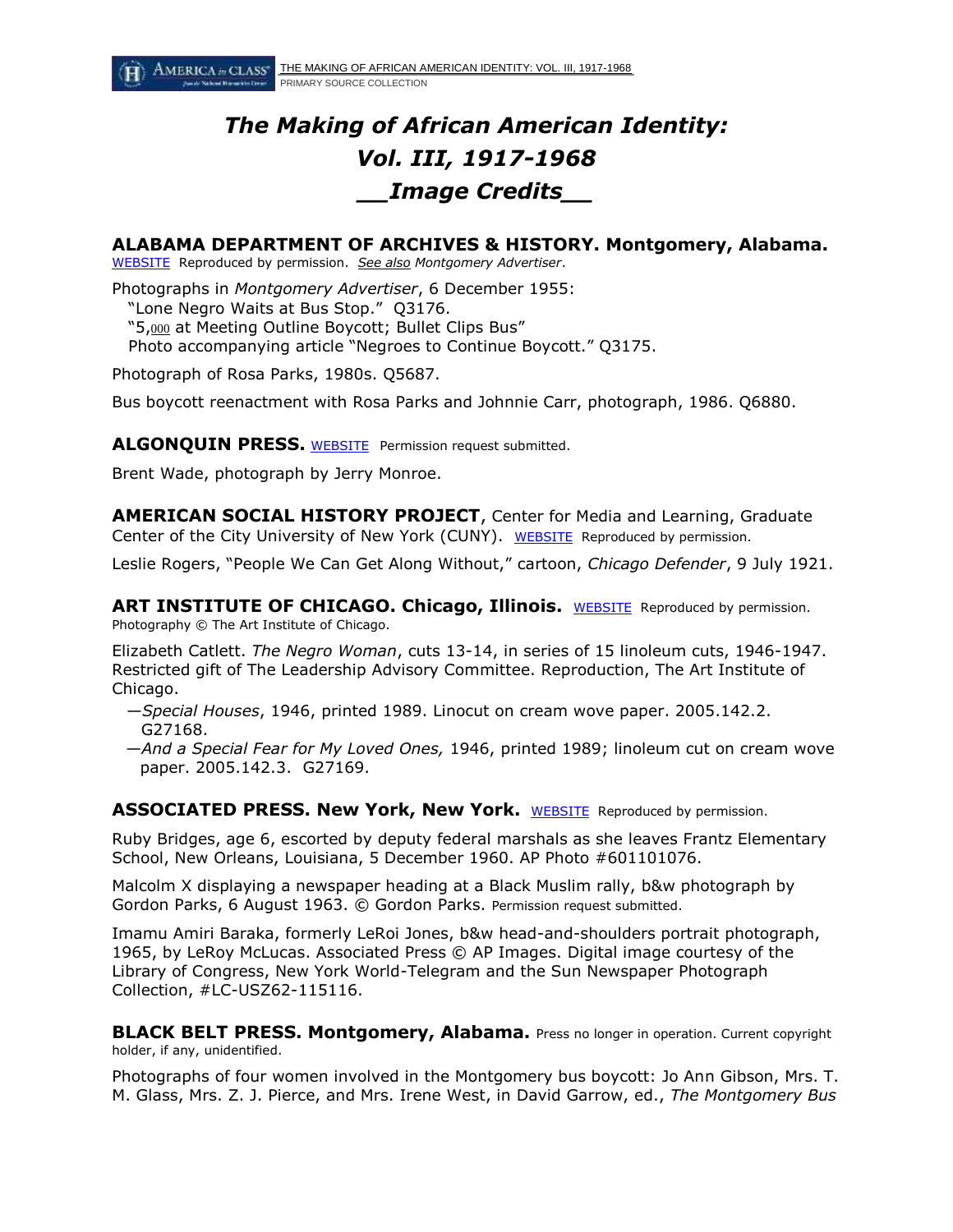# *The Making of African American Identity: Vol. III, 1917-1968*
## *\_\_Image Credits\_\_*

**ALABAMA DEPARTMENT OF ARCHIVES & HISTORY. Montgomery, Alabama.** WEBSITE Reproduced by permission. *See also Montgomery Advertiser*.

Photographs in *Montgomery Advertiser*, 6 December 1955:
"Lone Negro Waits at Bus Stop." Q3176.
"5,000 at Meeting Outline Boycott; Bullet Clips Bus"
Photo accompanying article "Negroes to Continue Boycott." Q3175.

Photograph of Rosa Parks, 1980s. Q5687.

Bus boycott reenactment with Rosa Parks and Johnnie Carr, photograph, 1986. Q6880.

**ALGONQUIN PRESS.** WEBSITE Permission request submitted.

Brent Wade, photograph by Jerry Monroe.

**AMERICAN SOCIAL HISTORY PROJECT**, Center for Media and Learning, Graduate Center of the City University of New York (CUNY). WEBSITE Reproduced by permission.

Leslie Rogers, "People We Can Get Along Without," cartoon, *Chicago Defender*, 9 July 1921.

**ART INSTITUTE OF CHICAGO. Chicago, Illinois.** WEBSITE Reproduced by permission. Photography © The Art Institute of Chicago.

Elizabeth Catlett. *The Negro Woman*, cuts 13-14, in series of 15 linoleum cuts, 1946-1947. Restricted gift of The Leadership Advisory Committee. Reproduction, The Art Institute of Chicago.
—*Special Houses*, 1946, printed 1989. Linocut on cream wove paper. 2005.142.2. G27168.
—*And a Special Fear for My Loved Ones,* 1946, printed 1989; linoleum cut on cream wove paper. 2005.142.3. G27169.

**ASSOCIATED PRESS. New York, New York.** WEBSITE Reproduced by permission.

Ruby Bridges, age 6, escorted by deputy federal marshals as she leaves Frantz Elementary School, New Orleans, Louisiana, 5 December 1960. AP Photo #601101076.

Malcolm X displaying a newspaper heading at a Black Muslim rally, b&w photograph by Gordon Parks, 6 August 1963. © Gordon Parks. Permission request submitted.

Imamu Amiri Baraka, formerly LeRoi Jones, b&w head-and-shoulders portrait photograph, 1965, by LeRoy McLucas. Associated Press © AP Images. Digital image courtesy of the Library of Congress, New York World-Telegram and the Sun Newspaper Photograph Collection, #LC-USZ62-115116.

**BLACK BELT PRESS. Montgomery, Alabama.** Press no longer in operation. Current copyright holder, if any, unidentified.

Photographs of four women involved in the Montgomery bus boycott: Jo Ann Gibson, Mrs. T. M. Glass, Mrs. Z. J. Pierce, and Mrs. Irene West, in David Garrow, ed., *The Montgomery Bus*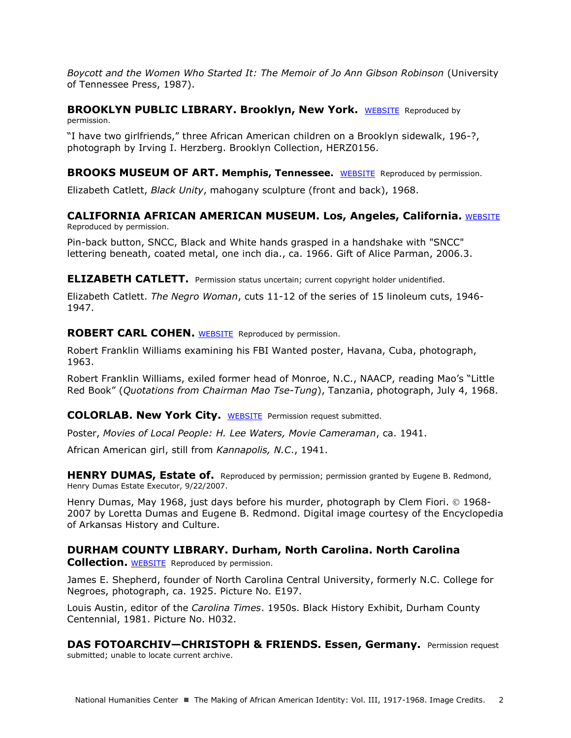*Boycott and the Women Who Started It: The Memoir of Jo Ann Gibson Robinson* (University of Tennessee Press, 1987).

**BROOKLYN PUBLIC LIBRARY. Brooklyn, New York.** WEBSITE Reproduced by permission.

"I have two girlfriends," three African American children on a Brooklyn sidewalk, 196-?, photograph by Irving I. Herzberg. Brooklyn Collection, HERZ0156.

**BROOKS MUSEUM OF ART. Memphis, Tennessee.** WEBSITE Reproduced by permission.

Elizabeth Catlett, *Black Unity*, mahogany sculpture (front and back), 1968.

**CALIFORNIA AFRICAN AMERICAN MUSEUM. Los, Angeles, California.** WEBSITE Reproduced by permission.

Pin-back button, SNCC, Black and White hands grasped in a handshake with "SNCC" lettering beneath, coated metal, one inch dia., ca. 1966. Gift of Alice Parman, 2006.3.

**ELIZABETH CATLETT.** Permission status uncertain; current copyright holder unidentified.

Elizabeth Catlett. *The Negro Woman*, cuts 11-12 of the series of 15 linoleum cuts, 1946-1947.

**ROBERT CARL COHEN.** WEBSITE Reproduced by permission.

Robert Franklin Williams examining his FBI Wanted poster, Havana, Cuba, photograph, 1963.

Robert Franklin Williams, exiled former head of Monroe, N.C., NAACP, reading Mao's "Little Red Book" (*Quotations from Chairman Mao Tse-Tung*), Tanzania, photograph, July 4, 1968.

**COLORLAB. New York City.** WEBSITE Permission request submitted.

Poster, *Movies of Local People: H. Lee Waters, Movie Cameraman*, ca. 1941.

African American girl, still from *Kannapolis, N.C.*, 1941.

**HENRY DUMAS, Estate of.** Reproduced by permission; permission granted by Eugene B. Redmond, Henry Dumas Estate Executor, 9/22/2007.

Henry Dumas, May 1968, just days before his murder, photograph by Clem Fiori. © 1968-2007 by Loretta Dumas and Eugene B. Redmond. Digital image courtesy of the Encyclopedia of Arkansas History and Culture.

**DURHAM COUNTY LIBRARY. Durham, North Carolina. North Carolina Collection.** WEBSITE Reproduced by permission.

James E. Shepherd, founder of North Carolina Central University, formerly N.C. College for Negroes, photograph, ca. 1925. Picture No. E197.

Louis Austin, editor of the *Carolina Times*. 1950s. Black History Exhibit, Durham County Centennial, 1981. Picture No. H032.

**DAS FOTOARCHIV—CHRISTOPH & FRIENDS. Essen, Germany.** Permission request submitted; unable to locate current archive.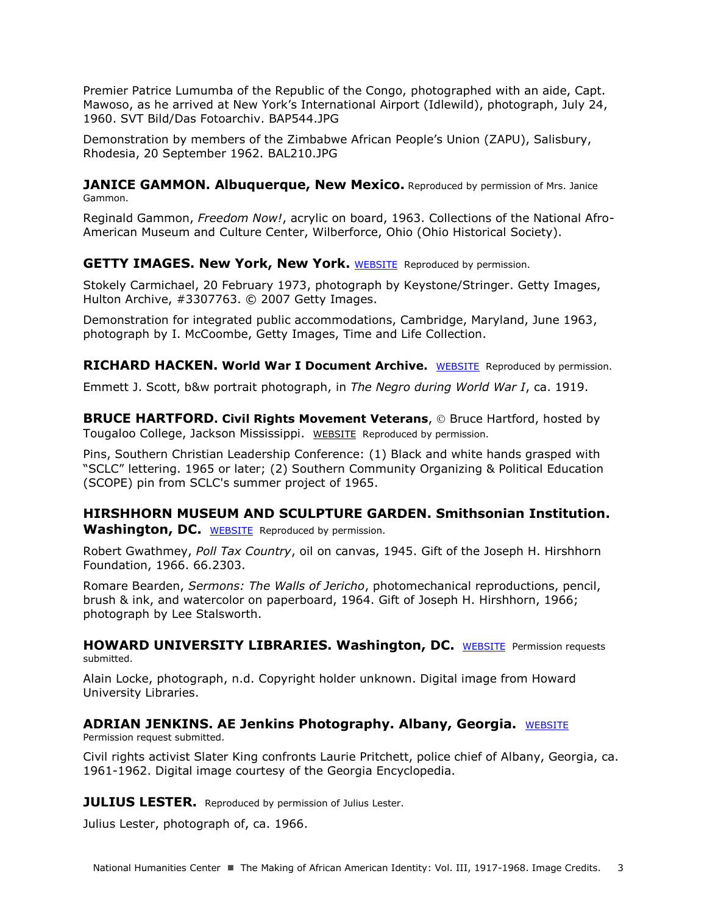Premier Patrice Lumumba of the Republic of the Congo, photographed with an aide, Capt. Mawoso, as he arrived at New York's International Airport (Idlewild), photograph, July 24, 1960. SVT Bild/Das Fotoarchiv. BAP544.JPG

Demonstration by members of the Zimbabwe African People's Union (ZAPU), Salisbury, Rhodesia, 20 September 1962. BAL210.JPG

**JANICE GAMMON. Albuquerque, New Mexico.** Reproduced by permission of Mrs. Janice Gammon.

Reginald Gammon, *Freedom Now!*, acrylic on board, 1963. Collections of the National Afro-American Museum and Culture Center, Wilberforce, Ohio (Ohio Historical Society).

**GETTY IMAGES. New York, New York.** WEBSITE Reproduced by permission.

Stokely Carmichael, 20 February 1973, photograph by Keystone/Stringer. Getty Images, Hulton Archive, #3307763. © 2007 Getty Images.

Demonstration for integrated public accommodations, Cambridge, Maryland, June 1963, photograph by I. McCoombe, Getty Images, Time and Life Collection.

**RICHARD HACKEN. World War I Document Archive.** WEBSITE Reproduced by permission.

Emmett J. Scott, b&w portrait photograph, in *The Negro during World War I*, ca. 1919.

**BRUCE HARTFORD. Civil Rights Movement Veterans**, © Bruce Hartford, hosted by Tougaloo College, Jackson Mississippi. WEBSITE Reproduced by permission.

Pins, Southern Christian Leadership Conference: (1) Black and white hands grasped with "SCLC" lettering. 1965 or later; (2) Southern Community Organizing & Political Education (SCOPE) pin from SCLC's summer project of 1965.

**HIRSHHORN MUSEUM AND SCULPTURE GARDEN. Smithsonian Institution. Washington, DC.** WEBSITE Reproduced by permission.

Robert Gwathmey, *Poll Tax Country*, oil on canvas, 1945. Gift of the Joseph H. Hirshhorn Foundation, 1966. 66.2303.

Romare Bearden, *Sermons: The Walls of Jericho*, photomechanical reproductions, pencil, brush & ink, and watercolor on paperboard, 1964. Gift of Joseph H. Hirshhorn, 1966; photograph by Lee Stalsworth.

**HOWARD UNIVERSITY LIBRARIES. Washington, DC.** WEBSITE Permission requests submitted.

Alain Locke, photograph, n.d. Copyright holder unknown. Digital image from Howard University Libraries.

**ADRIAN JENKINS. AE Jenkins Photography. Albany, Georgia.** WEBSITE Permission request submitted.

Civil rights activist Slater King confronts Laurie Pritchett, police chief of Albany, Georgia, ca. 1961-1962. Digital image courtesy of the Georgia Encyclopedia.

**JULIUS LESTER.** Reproduced by permission of Julius Lester.

Julius Lester, photograph of, ca. 1966.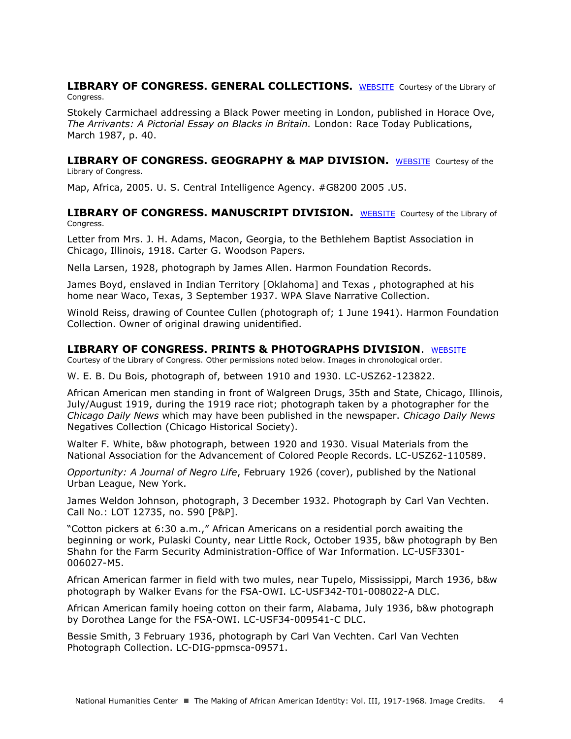**LIBRARY OF CONGRESS. GENERAL COLLECTIONS.** WEBSITE Courtesy of the Library of Congress.

Stokely Carmichael addressing a Black Power meeting in London, published in Horace Ove, *The Arrivants: A Pictorial Essay on Blacks in Britain.* London: Race Today Publications, March 1987, p. 40.

**LIBRARY OF CONGRESS. GEOGRAPHY & MAP DIVISION.** WEBSITE Courtesy of the Library of Congress.

Map, Africa, 2005. U. S. Central Intelligence Agency. #G8200 2005 .U5.

**LIBRARY OF CONGRESS. MANUSCRIPT DIVISION.** WEBSITE Courtesy of the Library of Congress.

Letter from Mrs. J. H. Adams, Macon, Georgia, to the Bethlehem Baptist Association in Chicago, Illinois, 1918. Carter G. Woodson Papers.

Nella Larsen, 1928, photograph by James Allen. Harmon Foundation Records.

James Boyd, enslaved in Indian Territory [Oklahoma] and Texas , photographed at his home near Waco, Texas, 3 September 1937. WPA Slave Narrative Collection.

Winold Reiss, drawing of Countee Cullen (photograph of; 1 June 1941). Harmon Foundation Collection. Owner of original drawing unidentified.

**LIBRARY OF CONGRESS. PRINTS & PHOTOGRAPHS DIVISION.** WEBSITE
Courtesy of the Library of Congress. Other permissions noted below. Images in chronological order.

W. E. B. Du Bois, photograph of, between 1910 and 1930. LC-USZ62-123822.

African American men standing in front of Walgreen Drugs, 35th and State, Chicago, Illinois, July/August 1919, during the 1919 race riot; photograph taken by a photographer for the *Chicago Daily News* which may have been published in the newspaper. *Chicago Daily News* Negatives Collection (Chicago Historical Society).

Walter F. White, b&w photograph, between 1920 and 1930. Visual Materials from the National Association for the Advancement of Colored People Records. LC-USZ62-110589.

*Opportunity: A Journal of Negro Life*, February 1926 (cover), published by the National Urban League, New York.

James Weldon Johnson, photograph, 3 December 1932. Photograph by Carl Van Vechten. Call No.: LOT 12735, no. 590 [P&P].

"Cotton pickers at 6:30 a.m.," African Americans on a residential porch awaiting the beginning or work, Pulaski County, near Little Rock, October 1935, b&w photograph by Ben Shahn for the Farm Security Administration-Office of War Information. LC-USF3301-006027-M5.

African American farmer in field with two mules, near Tupelo, Mississippi, March 1936, b&w photograph by Walker Evans for the FSA-OWI. LC-USF342-T01-008022-A DLC.

African American family hoeing cotton on their farm, Alabama, July 1936, b&w photograph by Dorothea Lange for the FSA-OWI. LC-USF34-009541-C DLC.

Bessie Smith, 3 February 1936, photograph by Carl Van Vechten. Carl Van Vechten Photograph Collection. LC-DIG-ppmsca-09571.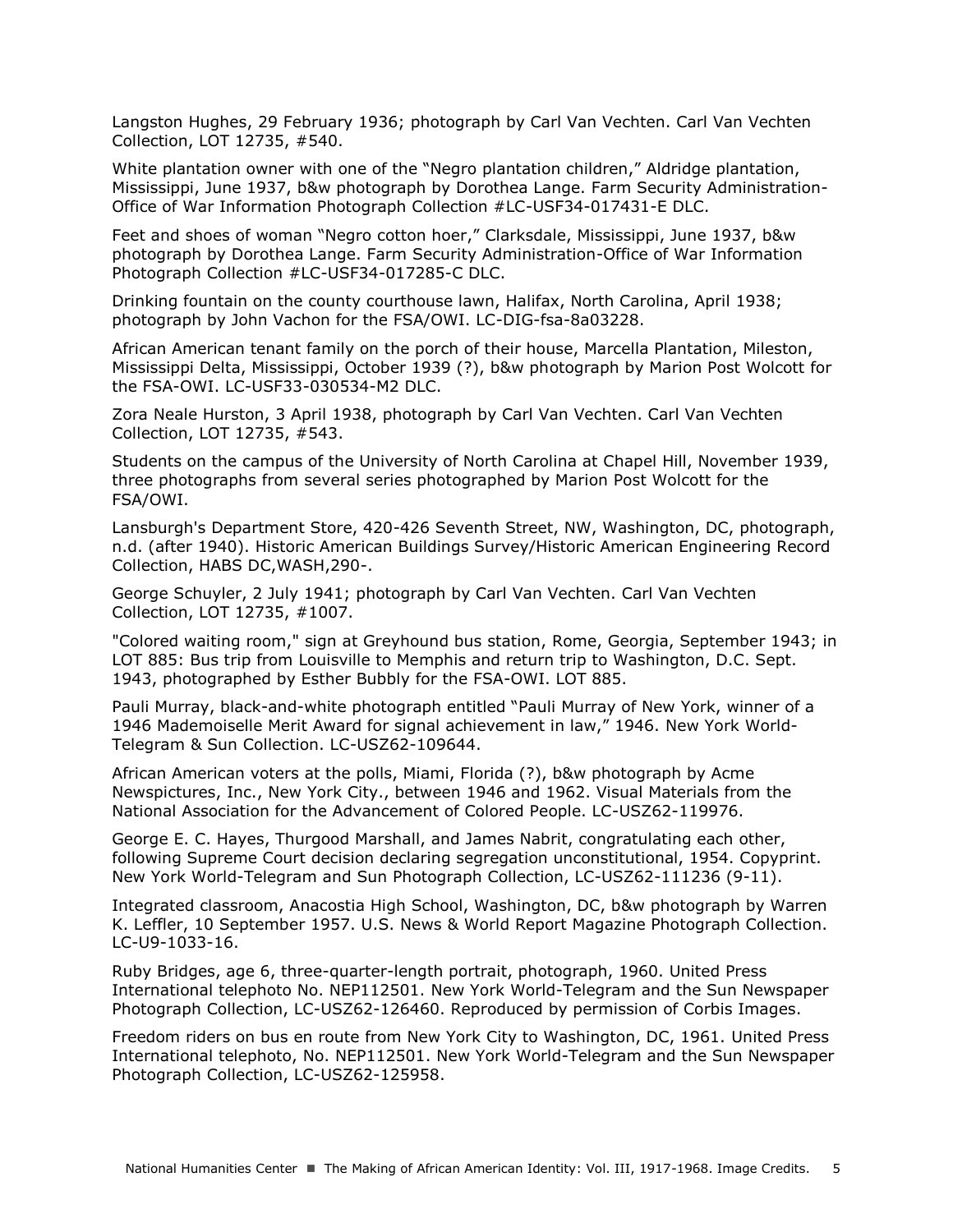Langston Hughes, 29 February 1936; photograph by Carl Van Vechten. Carl Van Vechten Collection, LOT 12735, #540.

White plantation owner with one of the "Negro plantation children," Aldridge plantation, Mississippi, June 1937, b&w photograph by Dorothea Lange. Farm Security Administration-Office of War Information Photograph Collection #LC-USF34-017431-E DLC.

Feet and shoes of woman "Negro cotton hoer," Clarksdale, Mississippi, June 1937, b&w photograph by Dorothea Lange. Farm Security Administration-Office of War Information Photograph Collection #LC-USF34-017285-C DLC.

Drinking fountain on the county courthouse lawn, Halifax, North Carolina, April 1938; photograph by John Vachon for the FSA/OWI. LC-DIG-fsa-8a03228.

African American tenant family on the porch of their house, Marcella Plantation, Mileston, Mississippi Delta, Mississippi, October 1939 (?), b&w photograph by Marion Post Wolcott for the FSA-OWI. LC-USF33-030534-M2 DLC.

Zora Neale Hurston, 3 April 1938, photograph by Carl Van Vechten. Carl Van Vechten Collection, LOT 12735, #543.

Students on the campus of the University of North Carolina at Chapel Hill, November 1939, three photographs from several series photographed by Marion Post Wolcott for the FSA/OWI.

Lansburgh's Department Store, 420-426 Seventh Street, NW, Washington, DC, photograph, n.d. (after 1940). Historic American Buildings Survey/Historic American Engineering Record Collection, HABS DC,WASH,290-.

George Schuyler, 2 July 1941; photograph by Carl Van Vechten. Carl Van Vechten Collection, LOT 12735, #1007.

"Colored waiting room," sign at Greyhound bus station, Rome, Georgia, September 1943; in LOT 885: Bus trip from Louisville to Memphis and return trip to Washington, D.C. Sept. 1943, photographed by Esther Bubbly for the FSA-OWI. LOT 885.

Pauli Murray, black-and-white photograph entitled "Pauli Murray of New York, winner of a 1946 Mademoiselle Merit Award for signal achievement in law," 1946. New York World-Telegram & Sun Collection. LC-USZ62-109644.

African American voters at the polls, Miami, Florida (?), b&w photograph by Acme Newspictures, Inc., New York City., between 1946 and 1962. Visual Materials from the National Association for the Advancement of Colored People. LC-USZ62-119976.

George E. C. Hayes, Thurgood Marshall, and James Nabrit, congratulating each other, following Supreme Court decision declaring segregation unconstitutional, 1954. Copyprint. New York World-Telegram and Sun Photograph Collection, LC-USZ62-111236 (9-11).

Integrated classroom, Anacostia High School, Washington, DC, b&w photograph by Warren K. Leffler, 10 September 1957. U.S. News & World Report Magazine Photograph Collection. LC-U9-1033-16.

Ruby Bridges, age 6, three-quarter-length portrait, photograph, 1960. United Press International telephoto No. NEP112501. New York World-Telegram and the Sun Newspaper Photograph Collection, LC-USZ62-126460. Reproduced by permission of Corbis Images.

Freedom riders on bus en route from New York City to Washington, DC, 1961. United Press International telephoto, No. NEP112501. New York World-Telegram and the Sun Newspaper Photograph Collection, LC-USZ62-125958.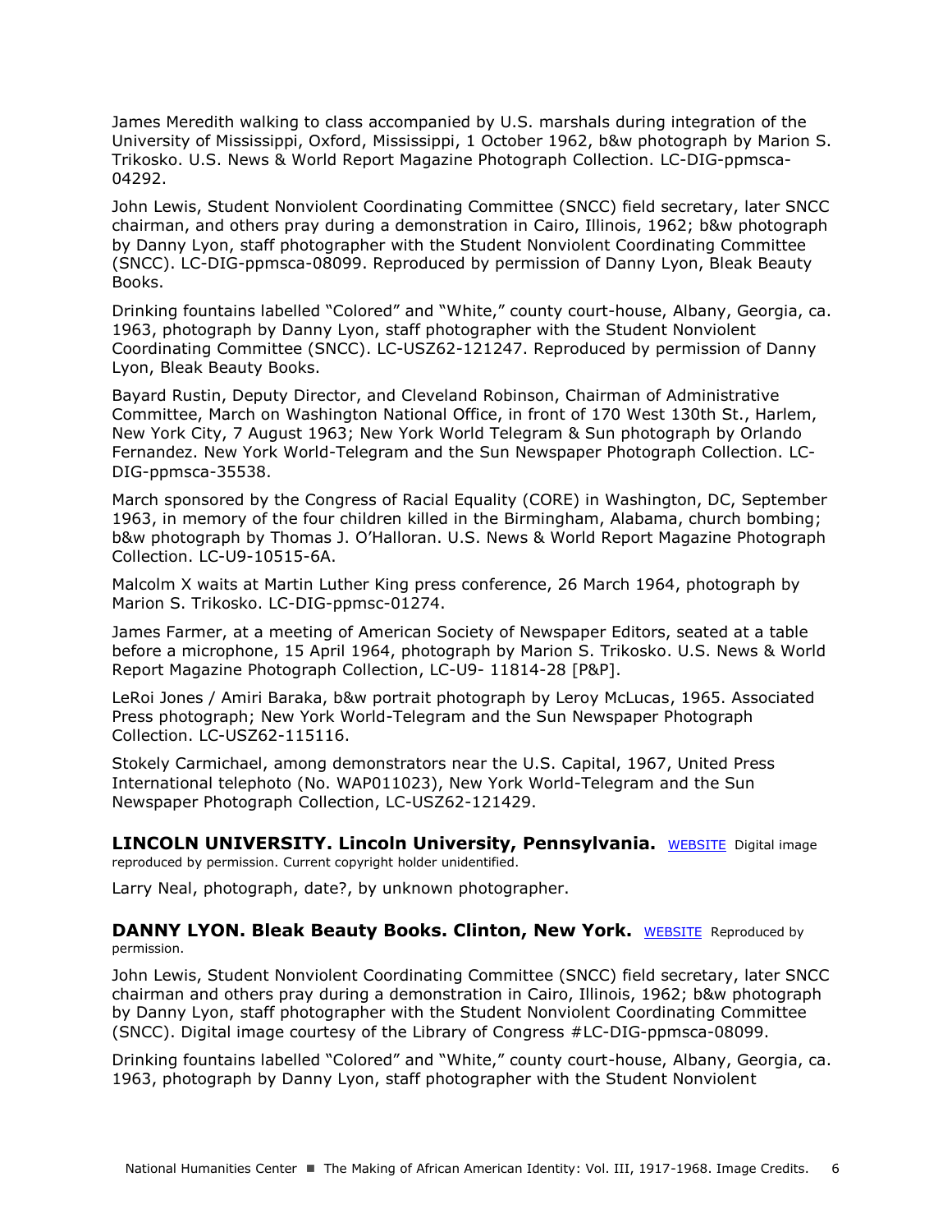James Meredith walking to class accompanied by U.S. marshals during integration of the University of Mississippi, Oxford, Mississippi, 1 October 1962, b&w photograph by Marion S. Trikosko. U.S. News & World Report Magazine Photograph Collection. LC-DIG-ppmsca-04292.

John Lewis, Student Nonviolent Coordinating Committee (SNCC) field secretary, later SNCC chairman, and others pray during a demonstration in Cairo, Illinois, 1962; b&w photograph by Danny Lyon, staff photographer with the Student Nonviolent Coordinating Committee (SNCC). LC-DIG-ppmsca-08099. Reproduced by permission of Danny Lyon, Bleak Beauty Books.

Drinking fountains labelled "Colored" and "White," county court-house, Albany, Georgia, ca. 1963, photograph by Danny Lyon, staff photographer with the Student Nonviolent Coordinating Committee (SNCC). LC-USZ62-121247. Reproduced by permission of Danny Lyon, Bleak Beauty Books.

Bayard Rustin, Deputy Director, and Cleveland Robinson, Chairman of Administrative Committee, March on Washington National Office, in front of 170 West 130th St., Harlem, New York City, 7 August 1963; New York World Telegram & Sun photograph by Orlando Fernandez. New York World-Telegram and the Sun Newspaper Photograph Collection. LC-DIG-ppmsca-35538.

March sponsored by the Congress of Racial Equality (CORE) in Washington, DC, September 1963, in memory of the four children killed in the Birmingham, Alabama, church bombing; b&w photograph by Thomas J. O'Halloran. U.S. News & World Report Magazine Photograph Collection. LC-U9-10515-6A.

Malcolm X waits at Martin Luther King press conference, 26 March 1964, photograph by Marion S. Trikosko. LC-DIG-ppmsc-01274.

James Farmer, at a meeting of American Society of Newspaper Editors, seated at a table before a microphone, 15 April 1964, photograph by Marion S. Trikosko. U.S. News & World Report Magazine Photograph Collection, LC-U9- 11814-28 [P&P].

LeRoi Jones / Amiri Baraka, b&w portrait photograph by Leroy McLucas, 1965. Associated Press photograph; New York World-Telegram and the Sun Newspaper Photograph Collection. LC-USZ62-115116.

Stokely Carmichael, among demonstrators near the U.S. Capital, 1967, United Press International telephoto (No. WAP011023), New York World-Telegram and the Sun Newspaper Photograph Collection, LC-USZ62-121429.

**LINCOLN UNIVERSITY. Lincoln University, Pennsylvania.** WEBSITE Digital image reproduced by permission. Current copyright holder unidentified.

Larry Neal, photograph, date?, by unknown photographer.

**DANNY LYON. Bleak Beauty Books. Clinton, New York.** WEBSITE Reproduced by permission.

John Lewis, Student Nonviolent Coordinating Committee (SNCC) field secretary, later SNCC chairman and others pray during a demonstration in Cairo, Illinois, 1962; b&w photograph by Danny Lyon, staff photographer with the Student Nonviolent Coordinating Committee (SNCC). Digital image courtesy of the Library of Congress #LC-DIG-ppmsca-08099.

Drinking fountains labelled "Colored" and "White," county court-house, Albany, Georgia, ca. 1963, photograph by Danny Lyon, staff photographer with the Student Nonviolent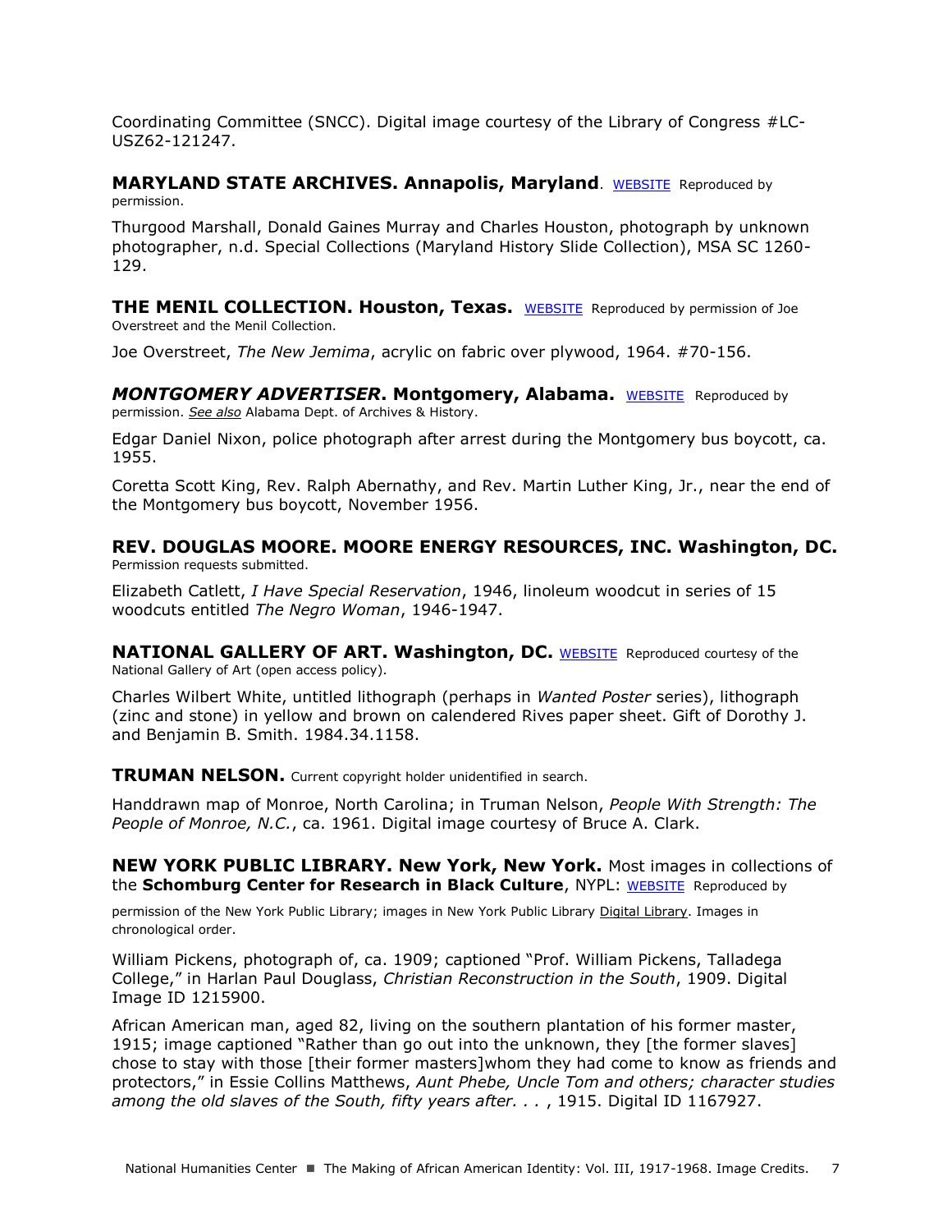Coordinating Committee (SNCC). Digital image courtesy of the Library of Congress #LC-USZ62-121247.

**MARYLAND STATE ARCHIVES. Annapolis, Maryland**. WEBSITE Reproduced by permission.

Thurgood Marshall, Donald Gaines Murray and Charles Houston, photograph by unknown photographer, n.d. Special Collections (Maryland History Slide Collection), MSA SC 1260-129.

**THE MENIL COLLECTION. Houston, Texas.** WEBSITE Reproduced by permission of Joe Overstreet and the Menil Collection.

Joe Overstreet, *The New Jemima*, acrylic on fabric over plywood, 1964. #70-156.

***MONTGOMERY ADVERTISER*. Montgomery, Alabama.** WEBSITE Reproduced by permission. *See also* Alabama Dept. of Archives & History.

Edgar Daniel Nixon, police photograph after arrest during the Montgomery bus boycott, ca. 1955.

Coretta Scott King, Rev. Ralph Abernathy, and Rev. Martin Luther King, Jr., near the end of the Montgomery bus boycott, November 1956.

**REV. DOUGLAS MOORE. MOORE ENERGY RESOURCES, INC. Washington, DC.** Permission requests submitted.

Elizabeth Catlett, *I Have Special Reservation*, 1946, linoleum woodcut in series of 15 woodcuts entitled *The Negro Woman*, 1946-1947.

**NATIONAL GALLERY OF ART. Washington, DC.** WEBSITE Reproduced courtesy of the National Gallery of Art (open access policy).

Charles Wilbert White, untitled lithograph (perhaps in *Wanted Poster* series), lithograph (zinc and stone) in yellow and brown on calendered Rives paper sheet. Gift of Dorothy J. and Benjamin B. Smith. 1984.34.1158.

**TRUMAN NELSON.** Current copyright holder unidentified in search.

Handdrawn map of Monroe, North Carolina; in Truman Nelson, *People With Strength: The People of Monroe, N.C.*, ca. 1961. Digital image courtesy of Bruce A. Clark.

**NEW YORK PUBLIC LIBRARY. New York, New York.** Most images in collections of the **Schomburg Center for Research in Black Culture**, NYPL: WEBSITE Reproduced by permission of the New York Public Library; images in New York Public Library Digital Library. Images in chronological order.

William Pickens, photograph of, ca. 1909; captioned "Prof. William Pickens, Talladega College," in Harlan Paul Douglass, *Christian Reconstruction in the South*, 1909. Digital Image ID 1215900.

African American man, aged 82, living on the southern plantation of his former master, 1915; image captioned "Rather than go out into the unknown, they [the former slaves] chose to stay with those [their former masters]whom they had come to know as friends and protectors," in Essie Collins Matthews, *Aunt Phebe, Uncle Tom and others; character studies among the old slaves of the South, fifty years after. . .* , 1915. Digital ID 1167927.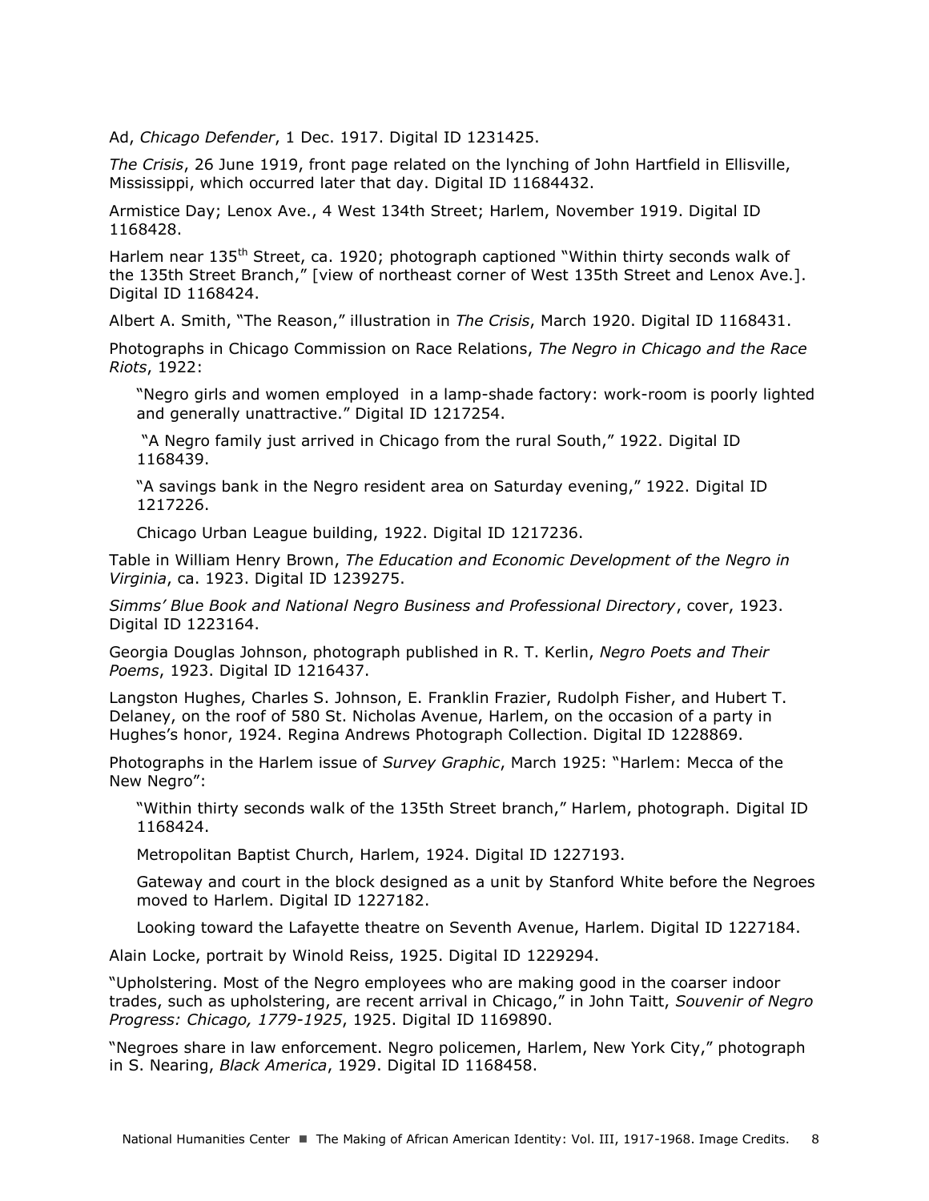Ad, *Chicago Defender*, 1 Dec. 1917. Digital ID 1231425.

*The Crisis*, 26 June 1919, front page related on the lynching of John Hartfield in Ellisville, Mississippi, which occurred later that day. Digital ID 11684432.

Armistice Day; Lenox Ave., 4 West 134th Street; Harlem, November 1919. Digital ID 1168428.

Harlem near 135th Street, ca. 1920; photograph captioned "Within thirty seconds walk of the 135th Street Branch," [view of northeast corner of West 135th Street and Lenox Ave.]. Digital ID 1168424.

Albert A. Smith, "The Reason," illustration in *The Crisis*, March 1920. Digital ID 1168431.

Photographs in Chicago Commission on Race Relations, *The Negro in Chicago and the Race Riots*, 1922:

> "Negro girls and women employed in a lamp-shade factory: work-room is poorly lighted and generally unattractive." Digital ID 1217254.
>
> "A Negro family just arrived in Chicago from the rural South," 1922. Digital ID 1168439.
>
> "A savings bank in the Negro resident area on Saturday evening," 1922. Digital ID 1217226.
>
> Chicago Urban League building, 1922. Digital ID 1217236.

Table in William Henry Brown, *The Education and Economic Development of the Negro in Virginia*, ca. 1923. Digital ID 1239275.

*Simms' Blue Book and National Negro Business and Professional Directory*, cover, 1923. Digital ID 1223164.

Georgia Douglas Johnson, photograph published in R. T. Kerlin, *Negro Poets and Their Poems*, 1923. Digital ID 1216437.

Langston Hughes, Charles S. Johnson, E. Franklin Frazier, Rudolph Fisher, and Hubert T. Delaney, on the roof of 580 St. Nicholas Avenue, Harlem, on the occasion of a party in Hughes's honor, 1924. Regina Andrews Photograph Collection. Digital ID 1228869.

Photographs in the Harlem issue of *Survey Graphic*, March 1925: "Harlem: Mecca of the New Negro":

> "Within thirty seconds walk of the 135th Street branch," Harlem, photograph. Digital ID 1168424.
>
> Metropolitan Baptist Church, Harlem, 1924. Digital ID 1227193.
>
> Gateway and court in the block designed as a unit by Stanford White before the Negroes moved to Harlem. Digital ID 1227182.
>
> Looking toward the Lafayette theatre on Seventh Avenue, Harlem. Digital ID 1227184.

Alain Locke, portrait by Winold Reiss, 1925. Digital ID 1229294.

"Upholstering. Most of the Negro employees who are making good in the coarser indoor trades, such as upholstering, are recent arrival in Chicago," in John Taitt, *Souvenir of Negro Progress: Chicago, 1779-1925*, 1925. Digital ID 1169890.

"Negroes share in law enforcement. Negro policemen, Harlem, New York City," photograph in S. Nearing, *Black America*, 1929. Digital ID 1168458.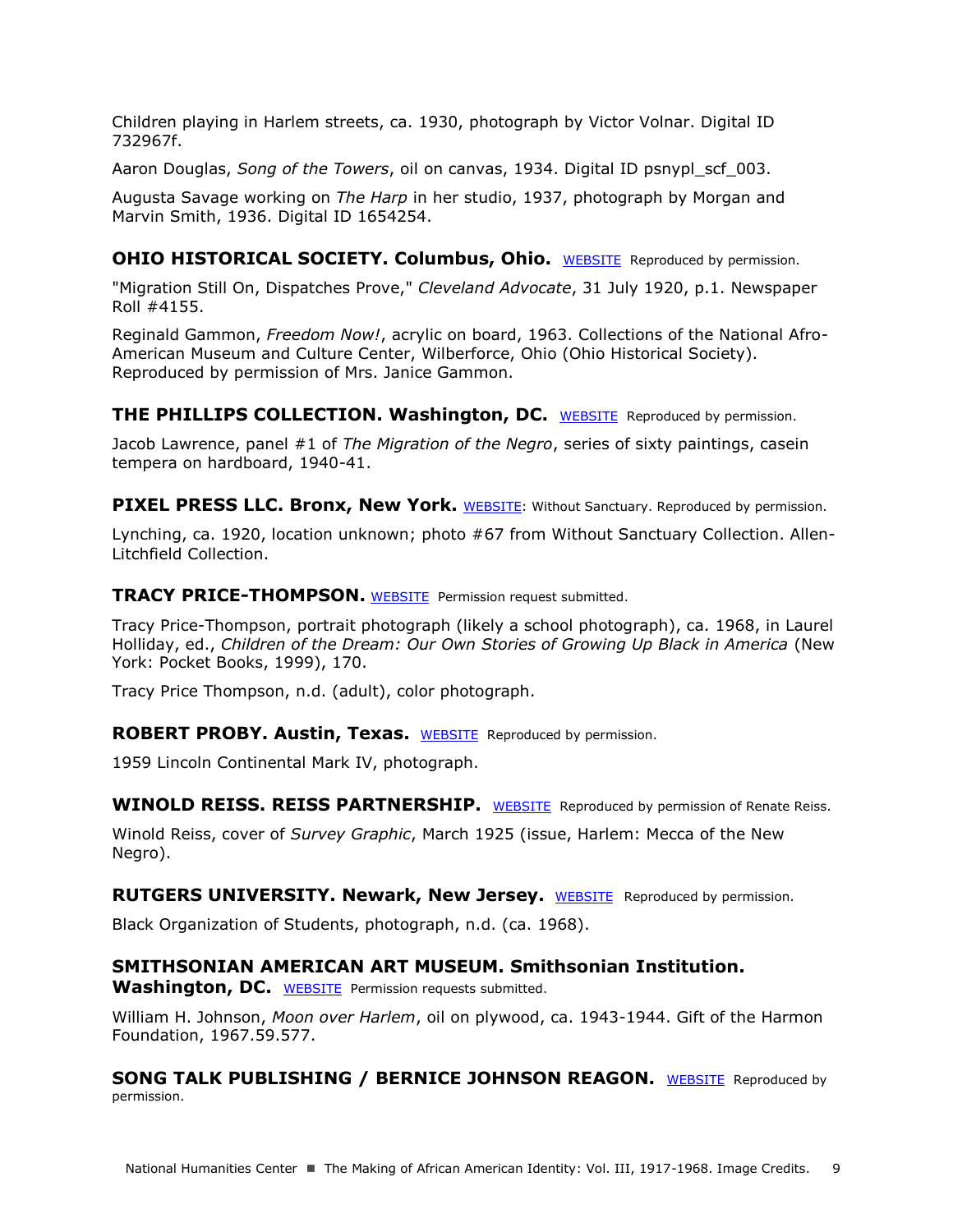Children playing in Harlem streets, ca. 1930, photograph by Victor Volnar. Digital ID 732967f.

Aaron Douglas, *Song of the Towers*, oil on canvas, 1934. Digital ID psnypl_scf_003.

Augusta Savage working on *The Harp* in her studio, 1937, photograph by Morgan and Marvin Smith, 1936. Digital ID 1654254.

**OHIO HISTORICAL SOCIETY. Columbus, Ohio.** WEBSITE Reproduced by permission.

"Migration Still On, Dispatches Prove," *Cleveland Advocate*, 31 July 1920, p.1. Newspaper Roll #4155.

Reginald Gammon, *Freedom Now!*, acrylic on board, 1963. Collections of the National Afro-American Museum and Culture Center, Wilberforce, Ohio (Ohio Historical Society). Reproduced by permission of Mrs. Janice Gammon.

**THE PHILLIPS COLLECTION. Washington, DC.** WEBSITE Reproduced by permission.

Jacob Lawrence, panel #1 of *The Migration of the Negro*, series of sixty paintings, casein tempera on hardboard, 1940-41.

**PIXEL PRESS LLC. Bronx, New York.** WEBSITE: Without Sanctuary. Reproduced by permission.

Lynching, ca. 1920, location unknown; photo #67 from Without Sanctuary Collection. Allen-Litchfield Collection.

**TRACY PRICE-THOMPSON.** WEBSITE Permission request submitted.

Tracy Price-Thompson, portrait photograph (likely a school photograph), ca. 1968, in Laurel Holliday, ed., *Children of the Dream: Our Own Stories of Growing Up Black in America* (New York: Pocket Books, 1999), 170.

Tracy Price Thompson, n.d. (adult), color photograph.

**ROBERT PROBY. Austin, Texas.** WEBSITE Reproduced by permission.

1959 Lincoln Continental Mark IV, photograph.

**WINOLD REISS. REISS PARTNERSHIP.** WEBSITE Reproduced by permission of Renate Reiss.

Winold Reiss, cover of *Survey Graphic*, March 1925 (issue, Harlem: Mecca of the New Negro).

**RUTGERS UNIVERSITY. Newark, New Jersey.** WEBSITE Reproduced by permission.

Black Organization of Students, photograph, n.d. (ca. 1968).

**SMITHSONIAN AMERICAN ART MUSEUM. Smithsonian Institution. Washington, DC.** WEBSITE Permission requests submitted.

William H. Johnson, *Moon over Harlem*, oil on plywood, ca. 1943-1944. Gift of the Harmon Foundation, 1967.59.577.

**SONG TALK PUBLISHING / BERNICE JOHNSON REAGON.** WEBSITE Reproduced by permission.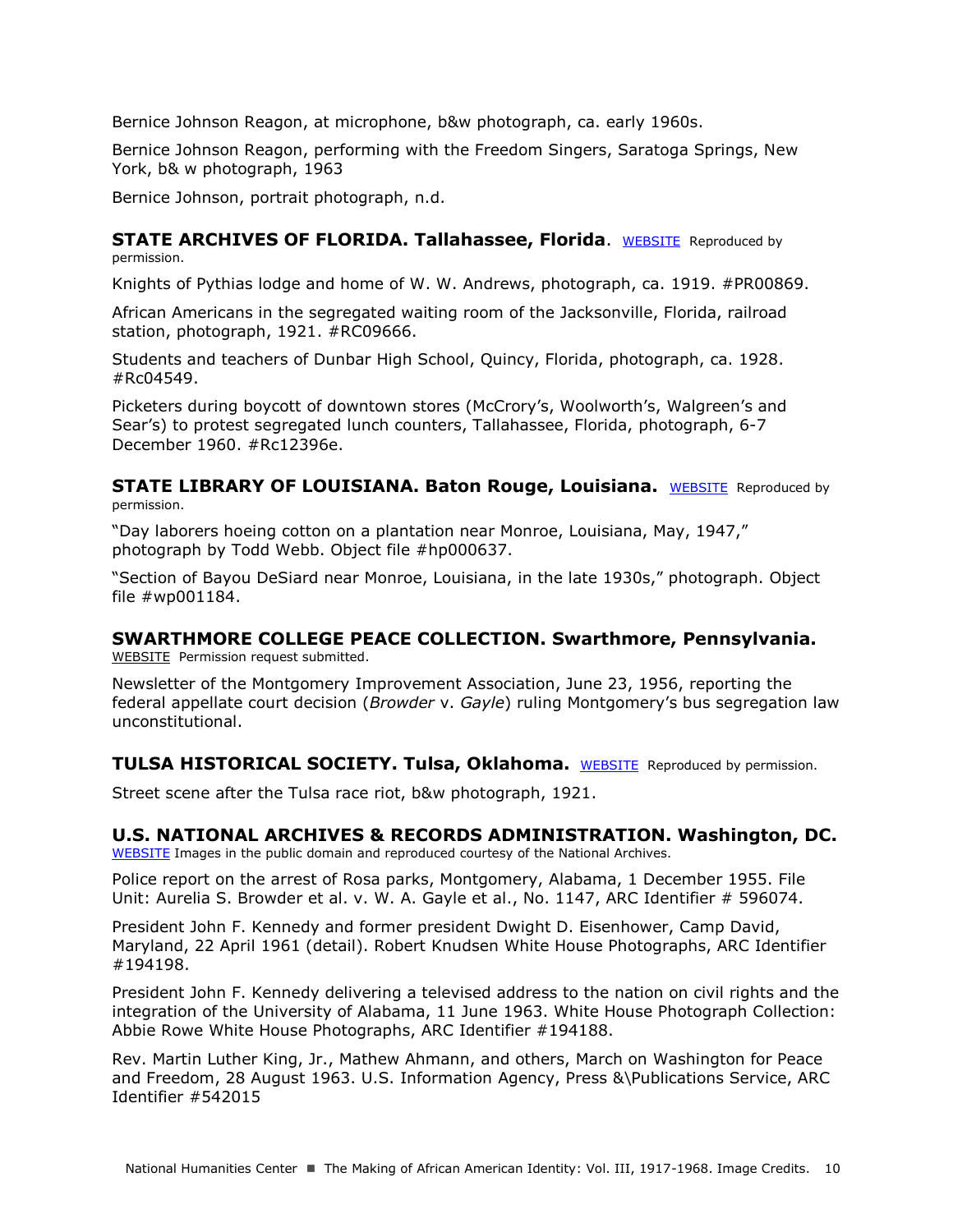Bernice Johnson Reagon, at microphone, b&w photograph, ca. early 1960s.

Bernice Johnson Reagon, performing with the Freedom Singers, Saratoga Springs, New York, b& w photograph, 1963

Bernice Johnson, portrait photograph, n.d.

### **STATE ARCHIVES OF FLORIDA. Tallahassee, Florida**. WEBSITE Reproduced by permission.

Knights of Pythias lodge and home of W. W. Andrews, photograph, ca. 1919. #PR00869.

African Americans in the segregated waiting room of the Jacksonville, Florida, railroad station, photograph, 1921. #RC09666.

Students and teachers of Dunbar High School, Quincy, Florida, photograph, ca. 1928. #Rc04549.

Picketers during boycott of downtown stores (McCrory's, Woolworth's, Walgreen's and Sear's) to protest segregated lunch counters, Tallahassee, Florida, photograph, 6-7 December 1960. #Rc12396e.

### **STATE LIBRARY OF LOUISIANA. Baton Rouge, Louisiana.** WEBSITE Reproduced by permission.

"Day laborers hoeing cotton on a plantation near Monroe, Louisiana, May, 1947," photograph by Todd Webb. Object file #hp000637.

"Section of Bayou DeSiard near Monroe, Louisiana, in the late 1930s," photograph. Object file #wp001184.

### **SWARTHMORE COLLEGE PEACE COLLECTION. Swarthmore, Pennsylvania.**
WEBSITE Permission request submitted.

Newsletter of the Montgomery Improvement Association, June 23, 1956, reporting the federal appellate court decision (*Browder* v. *Gayle*) ruling Montgomery's bus segregation law unconstitutional.

### **TULSA HISTORICAL SOCIETY. Tulsa, Oklahoma.** WEBSITE Reproduced by permission.

Street scene after the Tulsa race riot, b&w photograph, 1921.

### **U.S. NATIONAL ARCHIVES & RECORDS ADMINISTRATION. Washington, DC.**
WEBSITE Images in the public domain and reproduced courtesy of the National Archives.

Police report on the arrest of Rosa parks, Montgomery, Alabama, 1 December 1955. File Unit: Aurelia S. Browder et al. v. W. A. Gayle et al., No. 1147, ARC Identifier # 596074.

President John F. Kennedy and former president Dwight D. Eisenhower, Camp David, Maryland, 22 April 1961 (detail). Robert Knudsen White House Photographs, ARC Identifier #194198.

President John F. Kennedy delivering a televised address to the nation on civil rights and the integration of the University of Alabama, 11 June 1963. White House Photograph Collection: Abbie Rowe White House Photographs, ARC Identifier #194188.

Rev. Martin Luther King, Jr., Mathew Ahmann, and others, March on Washington for Peace and Freedom, 28 August 1963. U.S. Information Agency, Press &\Publications Service, ARC Identifier #542015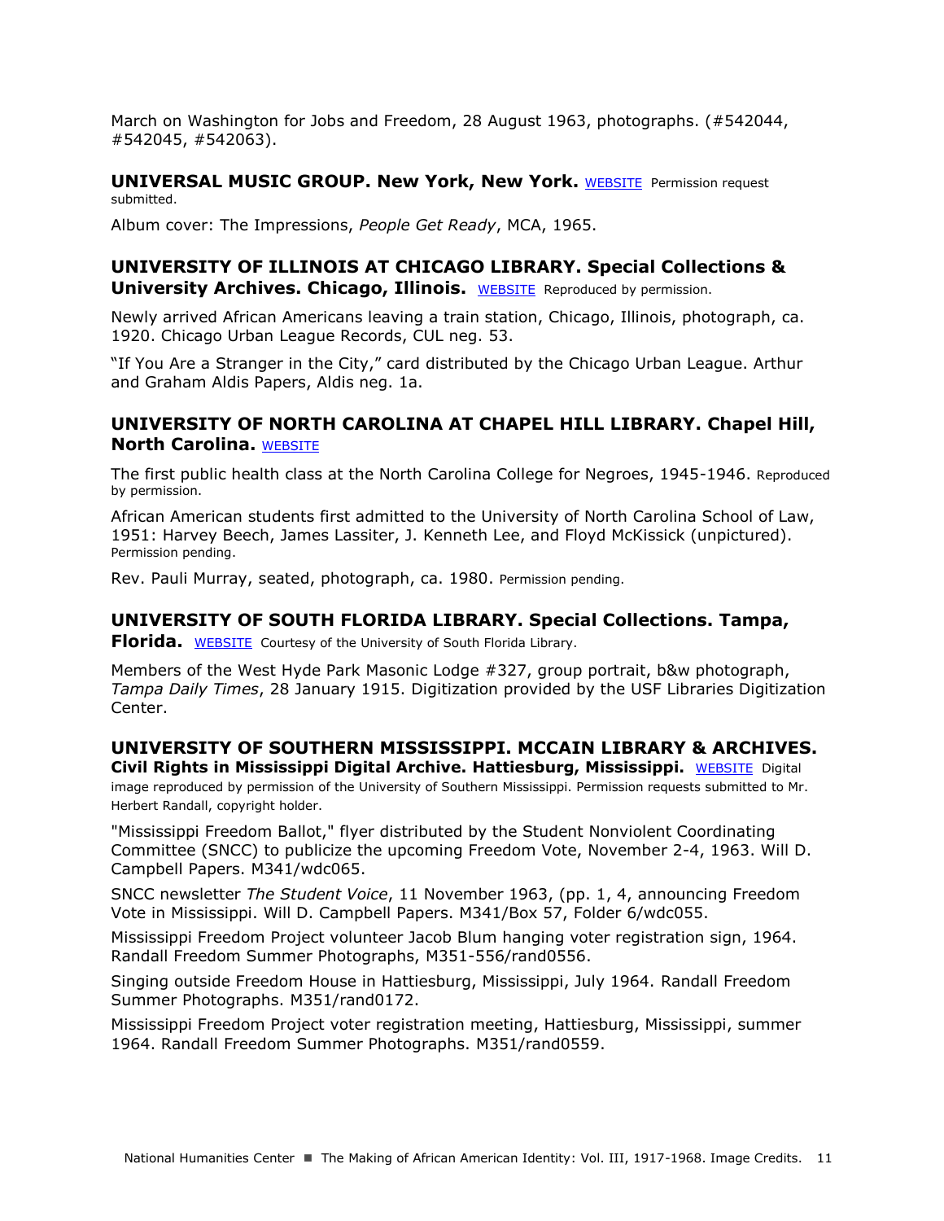March on Washington for Jobs and Freedom, 28 August 1963, photographs. (#542044, #542045, #542063).

### UNIVERSAL MUSIC GROUP. New York, New York. WEBSITE Permission request submitted.

Album cover: The Impressions, *People Get Ready*, MCA, 1965.

### UNIVERSITY OF ILLINOIS AT CHICAGO LIBRARY. Special Collections & University Archives. Chicago, Illinois. WEBSITE Reproduced by permission.

Newly arrived African Americans leaving a train station, Chicago, Illinois, photograph, ca. 1920. Chicago Urban League Records, CUL neg. 53.

"If You Are a Stranger in the City," card distributed by the Chicago Urban League. Arthur and Graham Aldis Papers, Aldis neg. 1a.

### UNIVERSITY OF NORTH CAROLINA AT CHAPEL HILL LIBRARY. Chapel Hill, North Carolina. WEBSITE

The first public health class at the North Carolina College for Negroes, 1945-1946. Reproduced by permission.

African American students first admitted to the University of North Carolina School of Law, 1951: Harvey Beech, James Lassiter, J. Kenneth Lee, and Floyd McKissick (unpictured). Permission pending.

Rev. Pauli Murray, seated, photograph, ca. 1980. Permission pending.

### UNIVERSITY OF SOUTH FLORIDA LIBRARY. Special Collections. Tampa, Florida. WEBSITE Courtesy of the University of South Florida Library.

Members of the West Hyde Park Masonic Lodge #327, group portrait, b&w photograph, *Tampa Daily Times*, 28 January 1915. Digitization provided by the USF Libraries Digitization Center.

### UNIVERSITY OF SOUTHERN MISSISSIPPI. MCCAIN LIBRARY & ARCHIVES. Civil Rights in Mississippi Digital Archive. Hattiesburg, Mississippi. WEBSITE Digital image reproduced by permission of the University of Southern Mississippi. Permission requests submitted to Mr. Herbert Randall, copyright holder.

"Mississippi Freedom Ballot," flyer distributed by the Student Nonviolent Coordinating Committee (SNCC) to publicize the upcoming Freedom Vote, November 2-4, 1963. Will D. Campbell Papers. M341/wdc065.

SNCC newsletter *The Student Voice*, 11 November 1963, (pp. 1, 4, announcing Freedom Vote in Mississippi. Will D. Campbell Papers. M341/Box 57, Folder 6/wdc055.

Mississippi Freedom Project volunteer Jacob Blum hanging voter registration sign, 1964. Randall Freedom Summer Photographs, M351-556/rand0556.

Singing outside Freedom House in Hattiesburg, Mississippi, July 1964. Randall Freedom Summer Photographs. M351/rand0172.

Mississippi Freedom Project voter registration meeting, Hattiesburg, Mississippi, summer 1964. Randall Freedom Summer Photographs. M351/rand0559.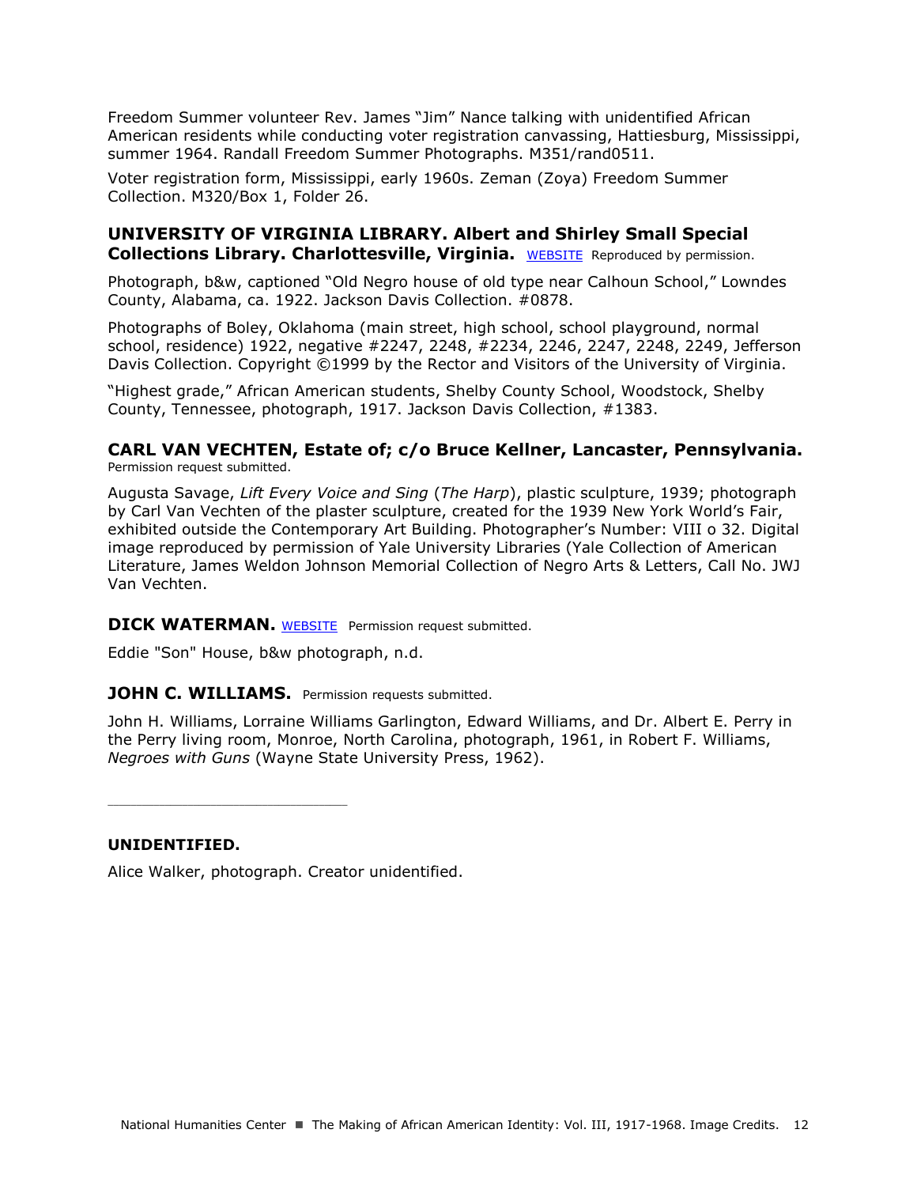Freedom Summer volunteer Rev. James "Jim" Nance talking with unidentified African American residents while conducting voter registration canvassing, Hattiesburg, Mississippi, summer 1964. Randall Freedom Summer Photographs. M351/rand0511.

Voter registration form, Mississippi, early 1960s. Zeman (Zoya) Freedom Summer Collection. M320/Box 1, Folder 26.

**UNIVERSITY OF VIRGINIA LIBRARY. Albert and Shirley Small Special Collections Library. Charlottesville, Virginia.** WEBSITE Reproduced by permission.

Photograph, b&w, captioned "Old Negro house of old type near Calhoun School," Lowndes County, Alabama, ca. 1922. Jackson Davis Collection. #0878.

Photographs of Boley, Oklahoma (main street, high school, school playground, normal school, residence) 1922, negative #2247, 2248, #2234, 2246, 2247, 2248, 2249, Jefferson Davis Collection. Copyright ©1999 by the Rector and Visitors of the University of Virginia.

"Highest grade," African American students, Shelby County School, Woodstock, Shelby County, Tennessee, photograph, 1917. Jackson Davis Collection, #1383.

**CARL VAN VECHTEN, Estate of; c/o Bruce Kellner, Lancaster, Pennsylvania.** Permission request submitted.

Augusta Savage, *Lift Every Voice and Sing* (*The Harp*), plastic sculpture, 1939; photograph by Carl Van Vechten of the plaster sculpture, created for the 1939 New York World's Fair, exhibited outside the Contemporary Art Building. Photographer's Number: VIII o 32. Digital image reproduced by permission of Yale University Libraries (Yale Collection of American Literature, James Weldon Johnson Memorial Collection of Negro Arts & Letters, Call No. JWJ Van Vechten.

**DICK WATERMAN.** WEBSITE Permission request submitted.

Eddie "Son" House, b&w photograph, n.d.

**JOHN C. WILLIAMS.** Permission requests submitted.

John H. Williams, Lorraine Williams Garlington, Edward Williams, and Dr. Albert E. Perry in the Perry living room, Monroe, North Carolina, photograph, 1961, in Robert F. Williams, *Negroes with Guns* (Wayne State University Press, 1962).

---

**UNIDENTIFIED.**

Alice Walker, photograph. Creator unidentified.